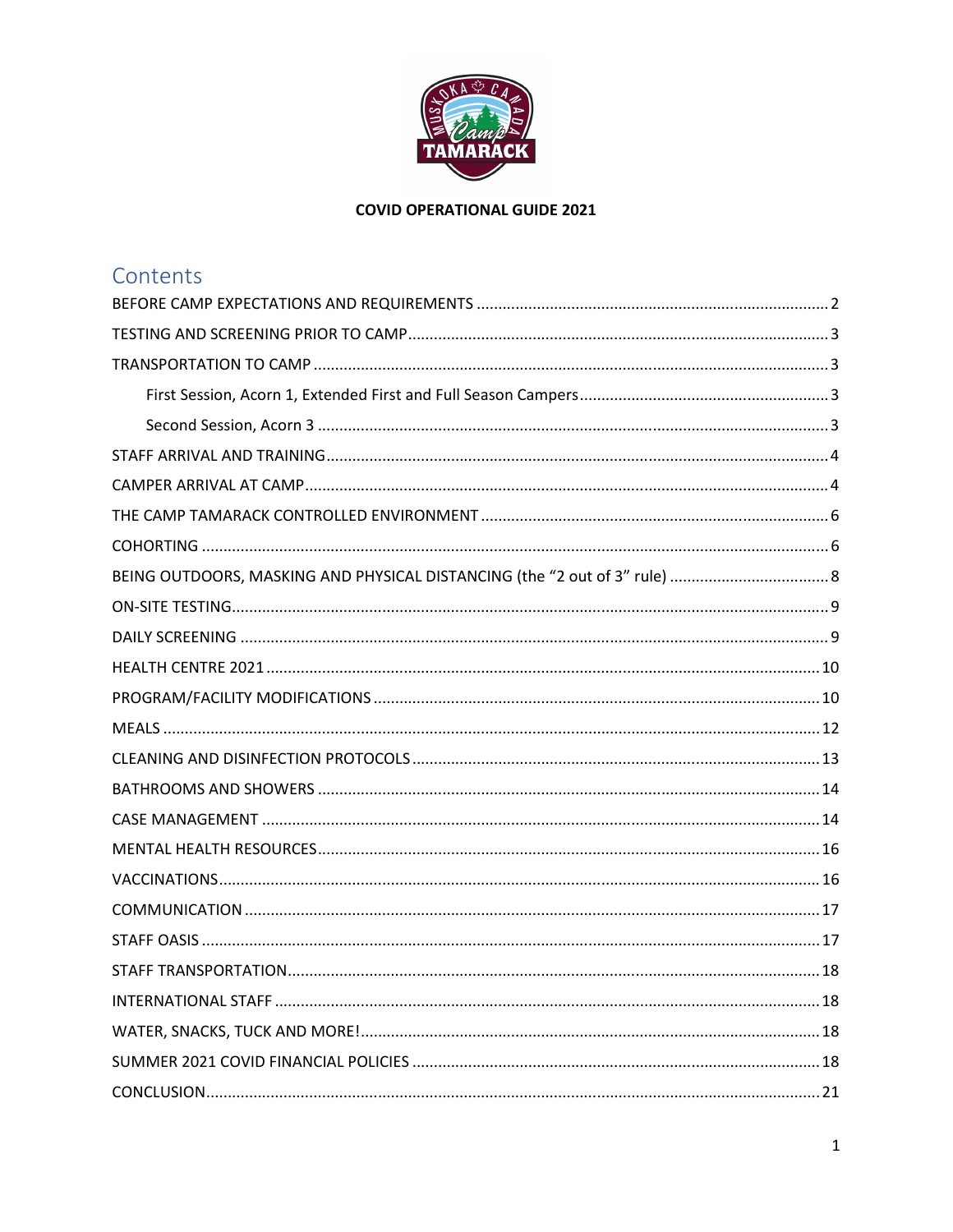**COVID OPERATIONAL GUIDE 2021**

# Contents

BEFORE CAMP EXPECTATIONS AND REQUIREMENTS ..... 2

TESTING AND SCREENING PRIOR TO CAMP ..... 3

TRANSPORTATION TO CAMP ..... 3

- First Session, Acorn 1, Extended First and Full Season Campers ..... 3
- Second Session, Acorn 3 ..... 3

STAFF ARRIVAL AND TRAINING ..... 4

CAMPER ARRIVAL AT CAMP ..... 4

THE CAMP TAMARACK CONTROLLED ENVIRONMENT ..... 6

COHORTING ..... 6

BEING OUTDOORS, MASKING AND PHYSICAL DISTANCING (the "2 out of 3" rule) ..... 8

ON-SITE TESTING ..... 9

DAILY SCREENING ..... 9

HEALTH CENTRE 2021 ..... 10

PROGRAM/FACILITY MODIFICATIONS ..... 10

MEALS ..... 12

CLEANING AND DISINFECTION PROTOCOLS ..... 13

BATHROOMS AND SHOWERS ..... 14

CASE MANAGEMENT ..... 14

MENTAL HEALTH RESOURCES ..... 16

VACCINATIONS ..... 16

COMMUNICATION ..... 17

STAFF OASIS ..... 17

STAFF TRANSPORTATION ..... 18

INTERNATIONAL STAFF ..... 18

WATER, SNACKS, TUCK AND MORE! ..... 18

SUMMER 2021 COVID FINANCIAL POLICIES ..... 18

CONCLUSION ..... 21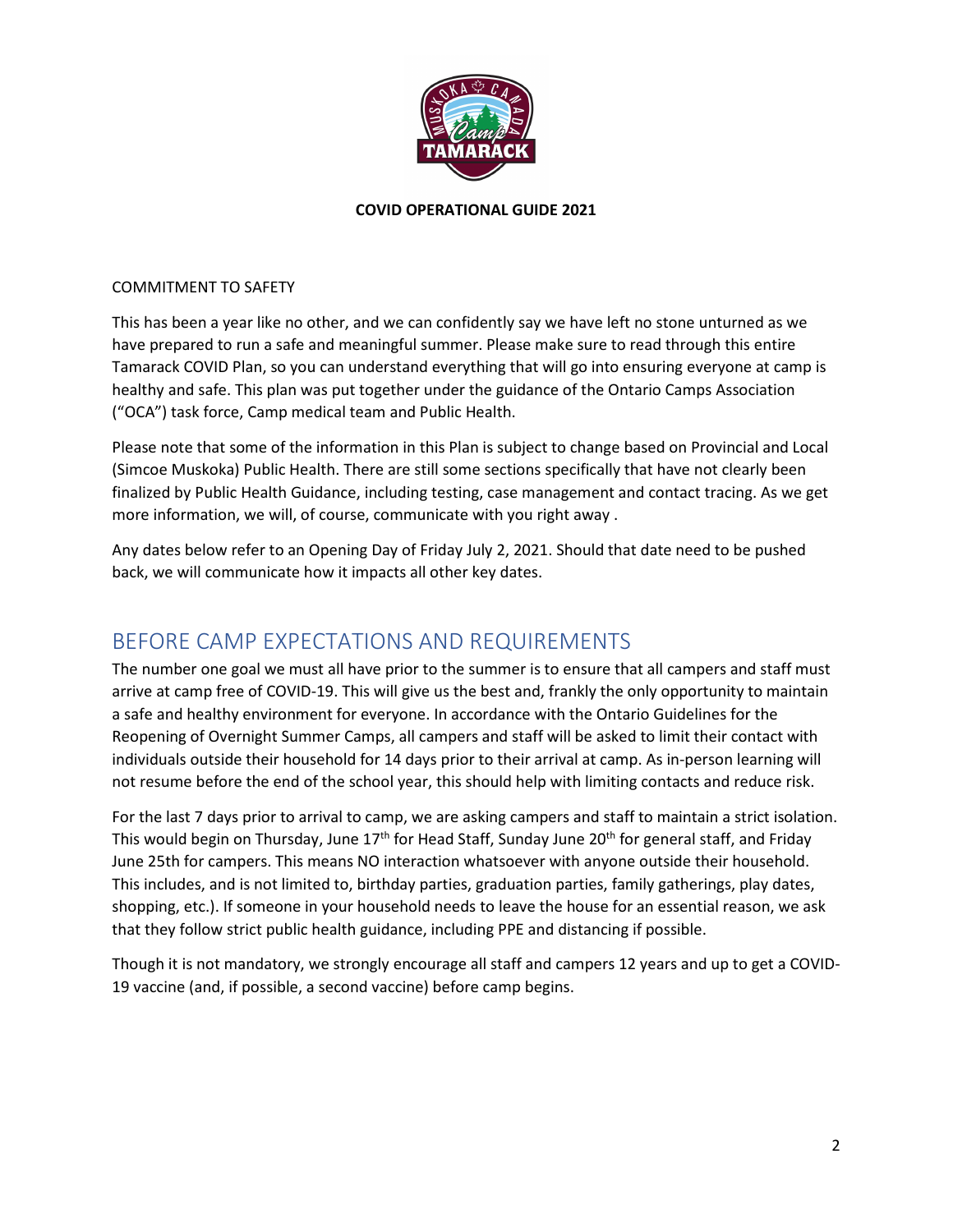**COVID OPERATIONAL GUIDE 2021**

COMMITMENT TO SAFETY

This has been a year like no other, and we can confidently say we have left no stone unturned as we have prepared to run a safe and meaningful summer. Please make sure to read through this entire Tamarack COVID Plan, so you can understand everything that will go into ensuring everyone at camp is healthy and safe. This plan was put together under the guidance of the Ontario Camps Association ("OCA") task force, Camp medical team and Public Health.

Please note that some of the information in this Plan is subject to change based on Provincial and Local (Simcoe Muskoka) Public Health. There are still some sections specifically that have not clearly been finalized by Public Health Guidance, including testing, case management and contact tracing. As we get more information, we will, of course, communicate with you right away .

Any dates below refer to an Opening Day of Friday July 2, 2021. Should that date need to be pushed back, we will communicate how it impacts all other key dates.

## BEFORE CAMP EXPECTATIONS AND REQUIREMENTS

The number one goal we must all have prior to the summer is to ensure that all campers and staff must arrive at camp free of COVID-19. This will give us the best and, frankly the only opportunity to maintain a safe and healthy environment for everyone. In accordance with the Ontario Guidelines for the Reopening of Overnight Summer Camps, all campers and staff will be asked to limit their contact with individuals outside their household for 14 days prior to their arrival at camp. As in-person learning will not resume before the end of the school year, this should help with limiting contacts and reduce risk.

For the last 7 days prior to arrival to camp, we are asking campers and staff to maintain a strict isolation. This would begin on Thursday, June 17th for Head Staff, Sunday June 20th for general staff, and Friday June 25th for campers. This means NO interaction whatsoever with anyone outside their household. This includes, and is not limited to, birthday parties, graduation parties, family gatherings, play dates, shopping, etc.). If someone in your household needs to leave the house for an essential reason, we ask that they follow strict public health guidance, including PPE and distancing if possible.

Though it is not mandatory, we strongly encourage all staff and campers 12 years and up to get a COVID-19 vaccine (and, if possible, a second vaccine) before camp begins.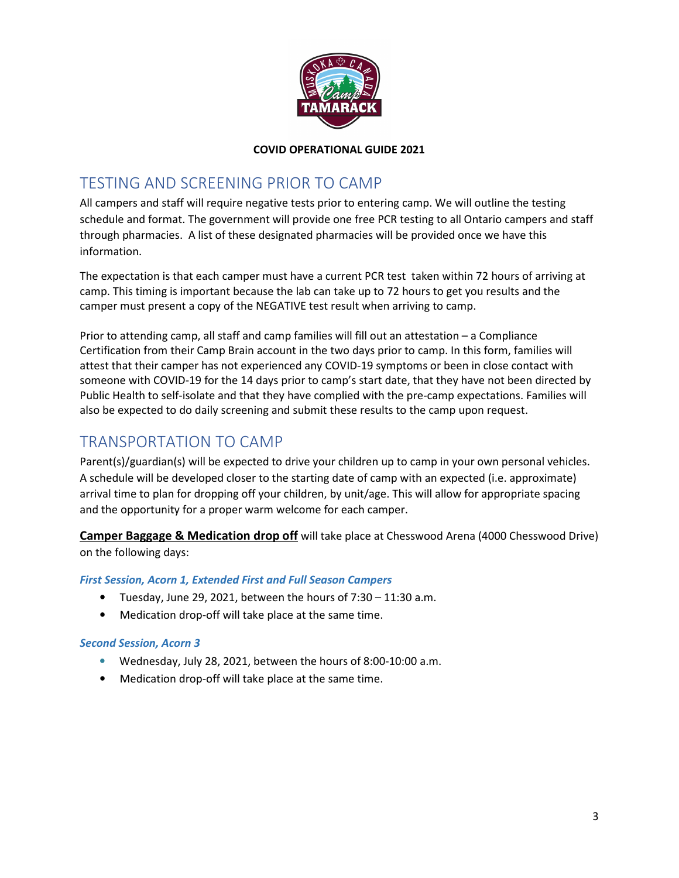**COVID OPERATIONAL GUIDE 2021**

## TESTING AND SCREENING PRIOR TO CAMP

All campers and staff will require negative tests prior to entering camp. We will outline the testing schedule and format. The government will provide one free PCR testing to all Ontario campers and staff through pharmacies. A list of these designated pharmacies will be provided once we have this information.

The expectation is that each camper must have a current PCR test taken within 72 hours of arriving at camp. This timing is important because the lab can take up to 72 hours to get you results and the camper must present a copy of the NEGATIVE test result when arriving to camp.

Prior to attending camp, all staff and camp families will fill out an attestation – a Compliance Certification from their Camp Brain account in the two days prior to camp. In this form, families will attest that their camper has not experienced any COVID-19 symptoms or been in close contact with someone with COVID-19 for the 14 days prior to camp's start date, that they have not been directed by Public Health to self-isolate and that they have complied with the pre-camp expectations. Families will also be expected to do daily screening and submit these results to the camp upon request.

## TRANSPORTATION TO CAMP

Parent(s)/guardian(s) will be expected to drive your children up to camp in your own personal vehicles. A schedule will be developed closer to the starting date of camp with an expected (i.e. approximate) arrival time to plan for dropping off your children, by unit/age. This will allow for appropriate spacing and the opportunity for a proper warm welcome for each camper.

**Camper Baggage & Medication drop off** will take place at Chesswood Arena (4000 Chesswood Drive) on the following days:

***First Session, Acorn 1, Extended First and Full Season Campers***

- Tuesday, June 29, 2021, between the hours of 7:30 – 11:30 a.m.
- Medication drop-off will take place at the same time.

***Second Session, Acorn 3***

- Wednesday, July 28, 2021, between the hours of 8:00-10:00 a.m.
- Medication drop-off will take place at the same time.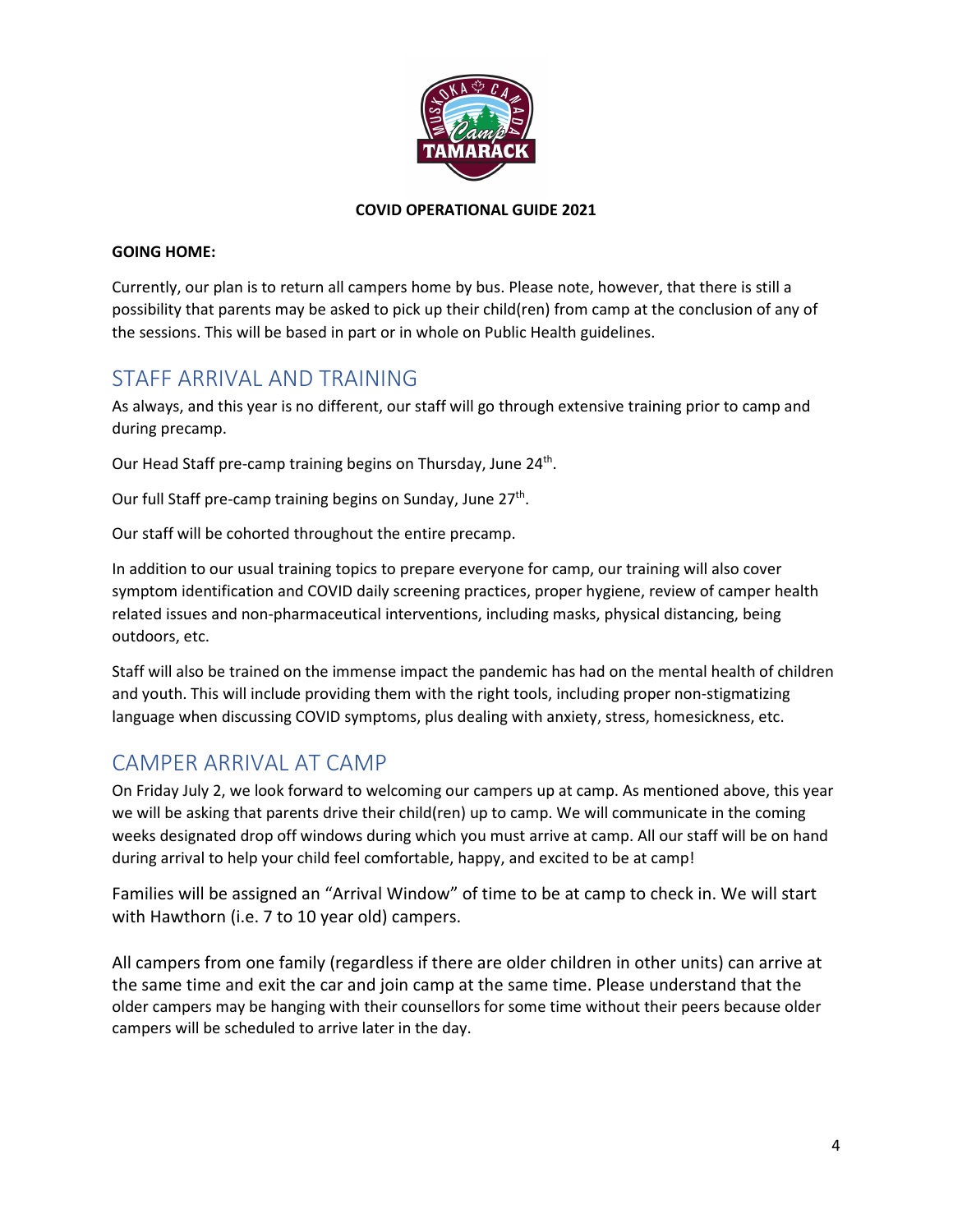**COVID OPERATIONAL GUIDE 2021**

**GOING HOME:**

Currently, our plan is to return all campers home by bus. Please note, however, that there is still a possibility that parents may be asked to pick up their child(ren) from camp at the conclusion of any of the sessions. This will be based in part or in whole on Public Health guidelines.

## STAFF ARRIVAL AND TRAINING

As always, and this year is no different, our staff will go through extensive training prior to camp and during precamp.

Our Head Staff pre-camp training begins on Thursday, June 24th.

Our full Staff pre-camp training begins on Sunday, June 27th.

Our staff will be cohorted throughout the entire precamp.

In addition to our usual training topics to prepare everyone for camp, our training will also cover symptom identification and COVID daily screening practices, proper hygiene, review of camper health related issues and non-pharmaceutical interventions, including masks, physical distancing, being outdoors, etc.

Staff will also be trained on the immense impact the pandemic has had on the mental health of children and youth. This will include providing them with the right tools, including proper non-stigmatizing language when discussing COVID symptoms, plus dealing with anxiety, stress, homesickness, etc.

## CAMPER ARRIVAL AT CAMP

On Friday July 2, we look forward to welcoming our campers up at camp. As mentioned above, this year we will be asking that parents drive their child(ren) up to camp. We will communicate in the coming weeks designated drop off windows during which you must arrive at camp. All our staff will be on hand during arrival to help your child feel comfortable, happy, and excited to be at camp!

Families will be assigned an "Arrival Window" of time to be at camp to check in. We will start with Hawthorn (i.e. 7 to 10 year old) campers.

All campers from one family (regardless if there are older children in other units) can arrive at the same time and exit the car and join camp at the same time. Please understand that the older campers may be hanging with their counsellors for some time without their peers because older campers will be scheduled to arrive later in the day.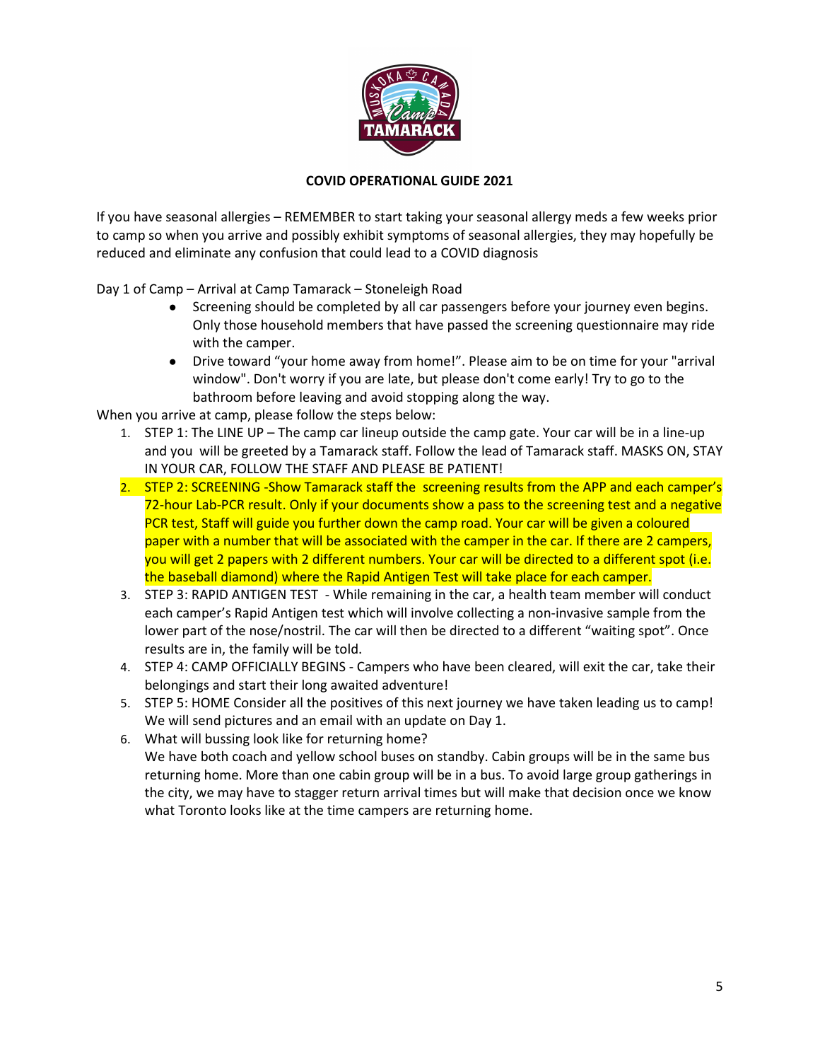**COVID OPERATIONAL GUIDE 2021**

If you have seasonal allergies – REMEMBER to start taking your seasonal allergy meds a few weeks prior to camp so when you arrive and possibly exhibit symptoms of seasonal allergies, they may hopefully be reduced and eliminate any confusion that could lead to a COVID diagnosis

Day 1 of Camp – Arrival at Camp Tamarack – Stoneleigh Road

- Screening should be completed by all car passengers before your journey even begins. Only those household members that have passed the screening questionnaire may ride with the camper.
- Drive toward "your home away from home!". Please aim to be on time for your "arrival window". Don't worry if you are late, but please don't come early! Try to go to the bathroom before leaving and avoid stopping along the way.

When you arrive at camp, please follow the steps below:

1. STEP 1: The LINE UP – The camp car lineup outside the camp gate. Your car will be in a line-up and you will be greeted by a Tamarack staff. Follow the lead of Tamarack staff. MASKS ON, STAY IN YOUR CAR, FOLLOW THE STAFF AND PLEASE BE PATIENT!
2. STEP 2: SCREENING -Show Tamarack staff the screening results from the APP and each camper's 72-hour Lab-PCR result. Only if your documents show a pass to the screening test and a negative PCR test, Staff will guide you further down the camp road. Your car will be given a coloured paper with a number that will be associated with the camper in the car. If there are 2 campers, you will get 2 papers with 2 different numbers. Your car will be directed to a different spot (i.e. the baseball diamond) where the Rapid Antigen Test will take place for each camper.
3. STEP 3: RAPID ANTIGEN TEST - While remaining in the car, a health team member will conduct each camper's Rapid Antigen test which will involve collecting a non-invasive sample from the lower part of the nose/nostril. The car will then be directed to a different "waiting spot". Once results are in, the family will be told.
4. STEP 4: CAMP OFFICIALLY BEGINS - Campers who have been cleared, will exit the car, take their belongings and start their long awaited adventure!
5. STEP 5: HOME Consider all the positives of this next journey we have taken leading us to camp! We will send pictures and an email with an update on Day 1.
6. What will bussing look like for returning home?
   We have both coach and yellow school buses on standby. Cabin groups will be in the same bus returning home. More than one cabin group will be in a bus. To avoid large group gatherings in the city, we may have to stagger return arrival times but will make that decision once we know what Toronto looks like at the time campers are returning home.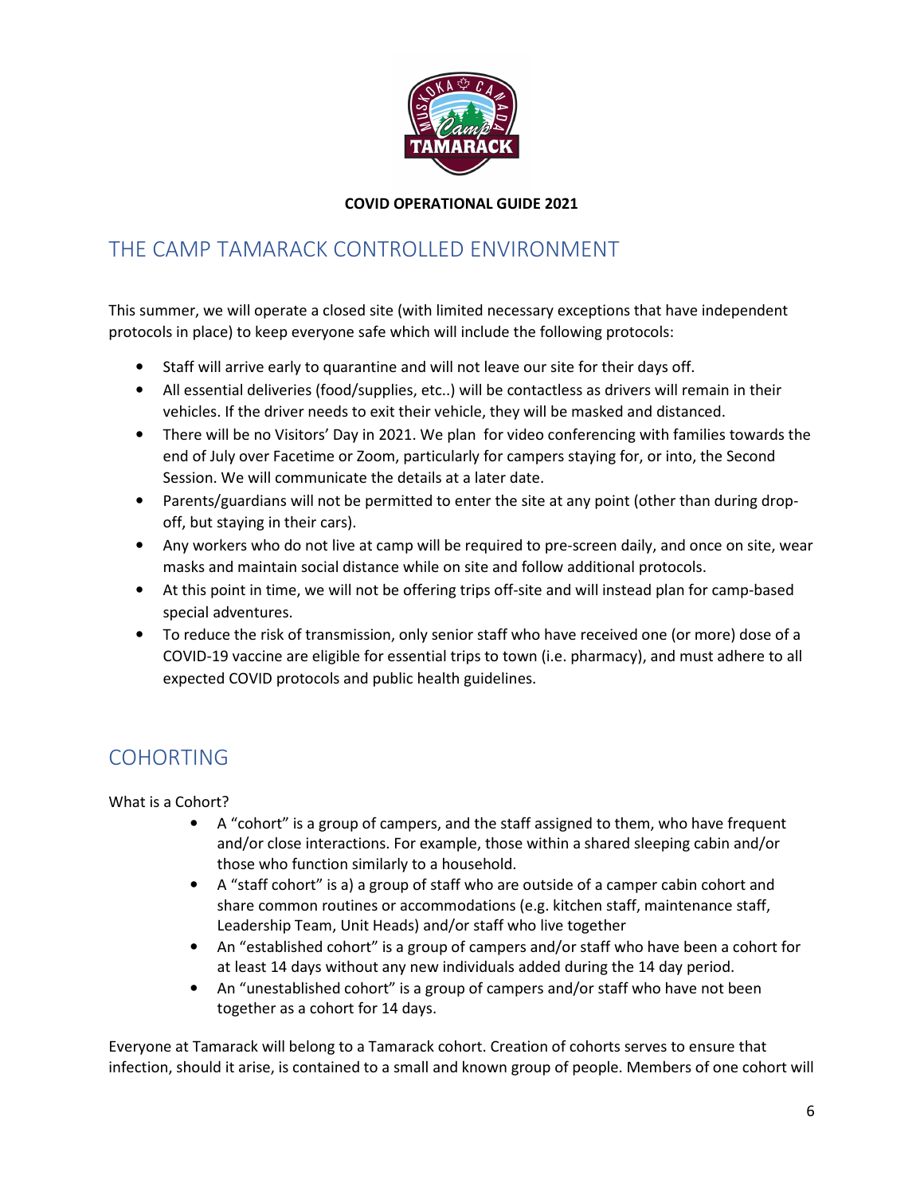**COVID OPERATIONAL GUIDE 2021**

## THE CAMP TAMARACK CONTROLLED ENVIRONMENT

This summer, we will operate a closed site (with limited necessary exceptions that have independent protocols in place) to keep everyone safe which will include the following protocols:

- Staff will arrive early to quarantine and will not leave our site for their days off.
- All essential deliveries (food/supplies, etc..) will be contactless as drivers will remain in their vehicles. If the driver needs to exit their vehicle, they will be masked and distanced.
- There will be no Visitors' Day in 2021. We plan for video conferencing with families towards the end of July over Facetime or Zoom, particularly for campers staying for, or into, the Second Session. We will communicate the details at a later date.
- Parents/guardians will not be permitted to enter the site at any point (other than during drop-off, but staying in their cars).
- Any workers who do not live at camp will be required to pre-screen daily, and once on site, wear masks and maintain social distance while on site and follow additional protocols.
- At this point in time, we will not be offering trips off-site and will instead plan for camp-based special adventures.
- To reduce the risk of transmission, only senior staff who have received one (or more) dose of a COVID-19 vaccine are eligible for essential trips to town (i.e. pharmacy), and must adhere to all expected COVID protocols and public health guidelines.

## COHORTING

What is a Cohort?

- A "cohort" is a group of campers, and the staff assigned to them, who have frequent and/or close interactions. For example, those within a shared sleeping cabin and/or those who function similarly to a household.
- A "staff cohort" is a) a group of staff who are outside of a camper cabin cohort and share common routines or accommodations (e.g. kitchen staff, maintenance staff, Leadership Team, Unit Heads) and/or staff who live together
- An "established cohort" is a group of campers and/or staff who have been a cohort for at least 14 days without any new individuals added during the 14 day period.
- An "unestablished cohort" is a group of campers and/or staff who have not been together as a cohort for 14 days.

Everyone at Tamarack will belong to a Tamarack cohort. Creation of cohorts serves to ensure that infection, should it arise, is contained to a small and known group of people. Members of one cohort will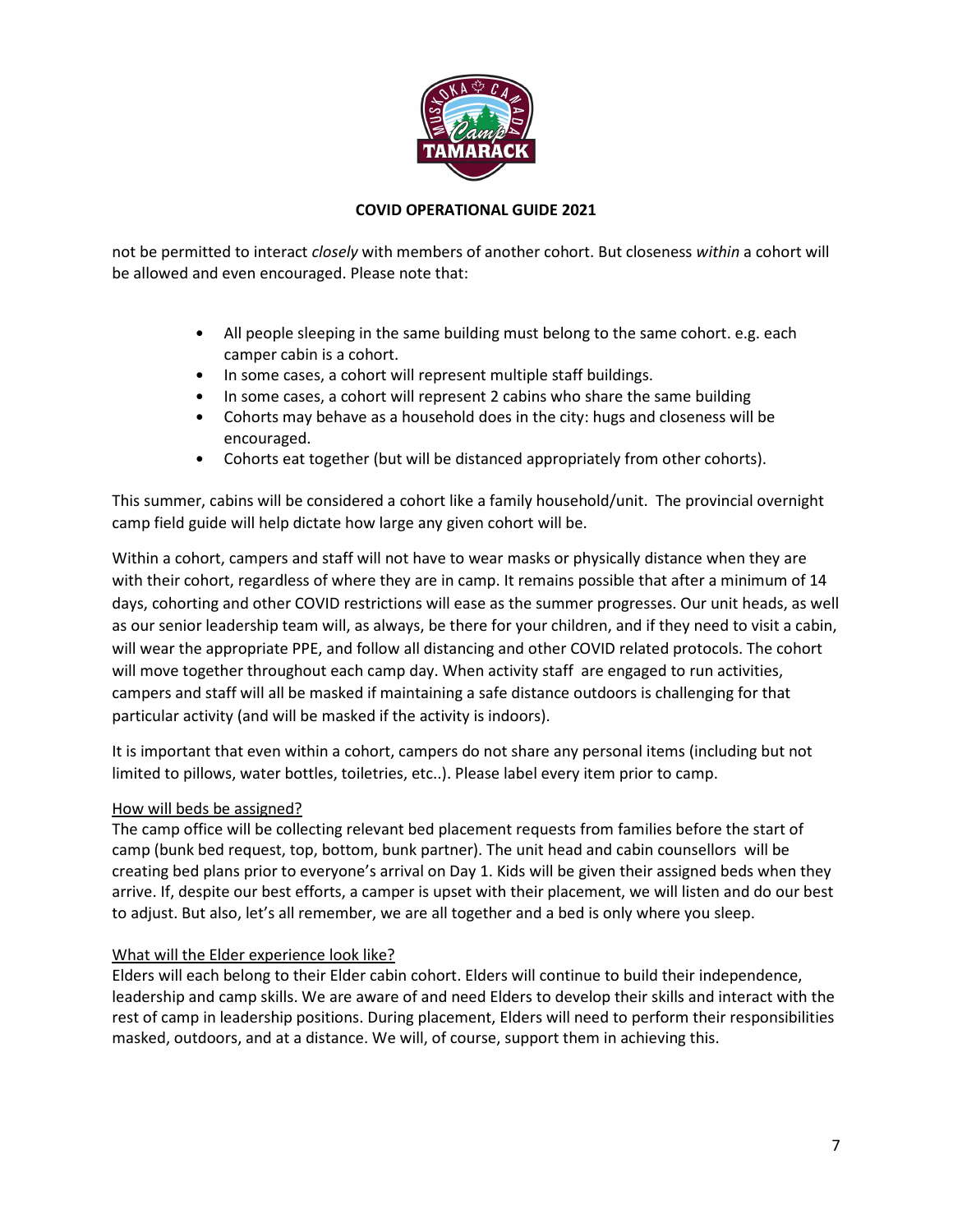not be permitted to interact *closely* with members of another cohort. But closeness *within* a cohort will be allowed and even encouraged. Please note that:

- All people sleeping in the same building must belong to the same cohort. e.g. each camper cabin is a cohort.
- In some cases, a cohort will represent multiple staff buildings.
- In some cases, a cohort will represent 2 cabins who share the same building
- Cohorts may behave as a household does in the city: hugs and closeness will be encouraged.
- Cohorts eat together (but will be distanced appropriately from other cohorts).

This summer, cabins will be considered a cohort like a family household/unit. The provincial overnight camp field guide will help dictate how large any given cohort will be.

Within a cohort, campers and staff will not have to wear masks or physically distance when they are with their cohort, regardless of where they are in camp. It remains possible that after a minimum of 14 days, cohorting and other COVID restrictions will ease as the summer progresses. Our unit heads, as well as our senior leadership team will, as always, be there for your children, and if they need to visit a cabin, will wear the appropriate PPE, and follow all distancing and other COVID related protocols. The cohort will move together throughout each camp day. When activity staff are engaged to run activities, campers and staff will all be masked if maintaining a safe distance outdoors is challenging for that particular activity (and will be masked if the activity is indoors).

It is important that even within a cohort, campers do not share any personal items (including but not limited to pillows, water bottles, toiletries, etc..). Please label every item prior to camp.

### How will beds be assigned?

The camp office will be collecting relevant bed placement requests from families before the start of camp (bunk bed request, top, bottom, bunk partner). The unit head and cabin counsellors will be creating bed plans prior to everyone's arrival on Day 1. Kids will be given their assigned beds when they arrive. If, despite our best efforts, a camper is upset with their placement, we will listen and do our best to adjust. But also, let's all remember, we are all together and a bed is only where you sleep.

### What will the Elder experience look like?

Elders will each belong to their Elder cabin cohort. Elders will continue to build their independence, leadership and camp skills. We are aware of and need Elders to develop their skills and interact with the rest of camp in leadership positions. During placement, Elders will need to perform their responsibilities masked, outdoors, and at a distance. We will, of course, support them in achieving this.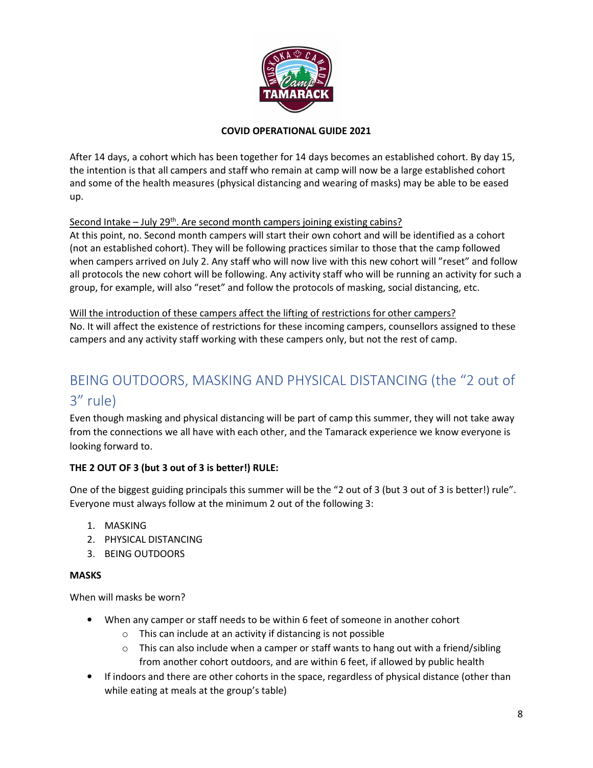After 14 days, a cohort which has been together for 14 days becomes an established cohort. By day 15, the intention is that all campers and staff who remain at camp will now be a large established cohort and some of the health measures (physical distancing and wearing of masks) may be able to be eased up.

Second Intake – July 29th. Are second month campers joining existing cabins?

At this point, no. Second month campers will start their own cohort and will be identified as a cohort (not an established cohort). They will be following practices similar to those that the camp followed when campers arrived on July 2. Any staff who will now live with this new cohort will "reset" and follow all protocols the new cohort will be following. Any activity staff who will be running an activity for such a group, for example, will also "reset" and follow the protocols of masking, social distancing, etc.

Will the introduction of these campers affect the lifting of restrictions for other campers?

No. It will affect the existence of restrictions for these incoming campers, counsellors assigned to these campers and any activity staff working with these campers only, but not the rest of camp.

## BEING OUTDOORS, MASKING AND PHYSICAL DISTANCING (the "2 out of 3" rule)

Even though masking and physical distancing will be part of camp this summer, they will not take away from the connections we all have with each other, and the Tamarack experience we know everyone is looking forward to.

**THE 2 OUT OF 3 (but 3 out of 3 is better!) RULE:**

One of the biggest guiding principals this summer will be the "2 out of 3 (but 3 out of 3 is better!) rule". Everyone must always follow at the minimum 2 out of the following 3:

1. MASKING
2. PHYSICAL DISTANCING
3. BEING OUTDOORS

**MASKS**

When will masks be worn?

- When any camper or staff needs to be within 6 feet of someone in another cohort
  - This can include at an activity if distancing is not possible
  - This can also include when a camper or staff wants to hang out with a friend/sibling from another cohort outdoors, and are within 6 feet, if allowed by public health
- If indoors and there are other cohorts in the space, regardless of physical distance (other than while eating at meals at the group's table)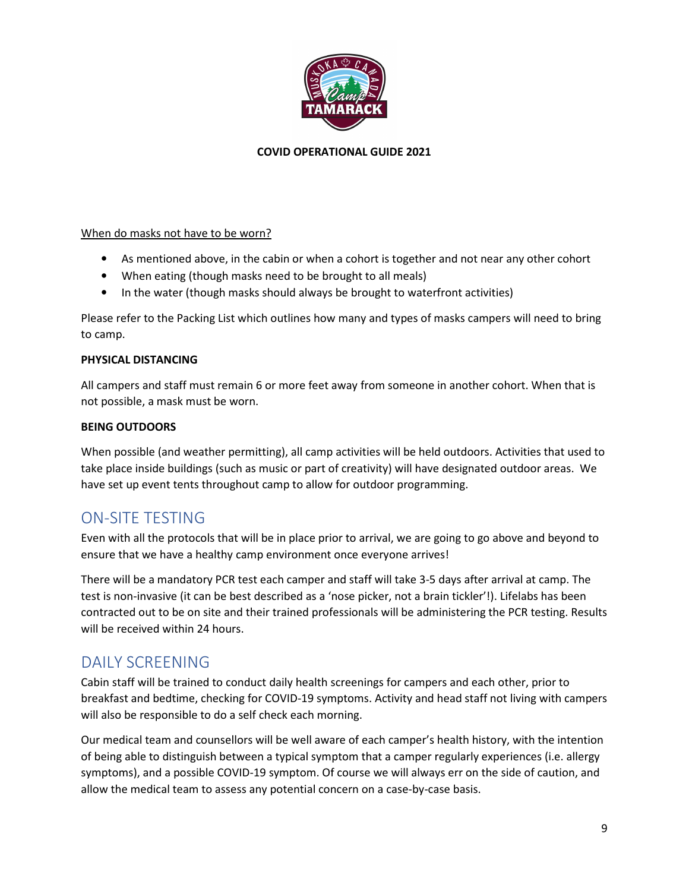When do masks not have to be worn?

- As mentioned above, in the cabin or when a cohort is together and not near any other cohort
- When eating (though masks need to be brought to all meals)
- In the water (though masks should always be brought to waterfront activities)

Please refer to the Packing List which outlines how many and types of masks campers will need to bring to camp.

**PHYSICAL DISTANCING**

All campers and staff must remain 6 or more feet away from someone in another cohort. When that is not possible, a mask must be worn.

**BEING OUTDOORS**

When possible (and weather permitting), all camp activities will be held outdoors. Activities that used to take place inside buildings (such as music or part of creativity) will have designated outdoor areas. We have set up event tents throughout camp to allow for outdoor programming.

## ON-SITE TESTING

Even with all the protocols that will be in place prior to arrival, we are going to go above and beyond to ensure that we have a healthy camp environment once everyone arrives!

There will be a mandatory PCR test each camper and staff will take 3-5 days after arrival at camp. The test is non-invasive (it can be best described as a 'nose picker, not a brain tickler'!). Lifelabs has been contracted out to be on site and their trained professionals will be administering the PCR testing. Results will be received within 24 hours.

## DAILY SCREENING

Cabin staff will be trained to conduct daily health screenings for campers and each other, prior to breakfast and bedtime, checking for COVID-19 symptoms. Activity and head staff not living with campers will also be responsible to do a self check each morning.

Our medical team and counsellors will be well aware of each camper's health history, with the intention of being able to distinguish between a typical symptom that a camper regularly experiences (i.e. allergy symptoms), and a possible COVID-19 symptom. Of course we will always err on the side of caution, and allow the medical team to assess any potential concern on a case-by-case basis.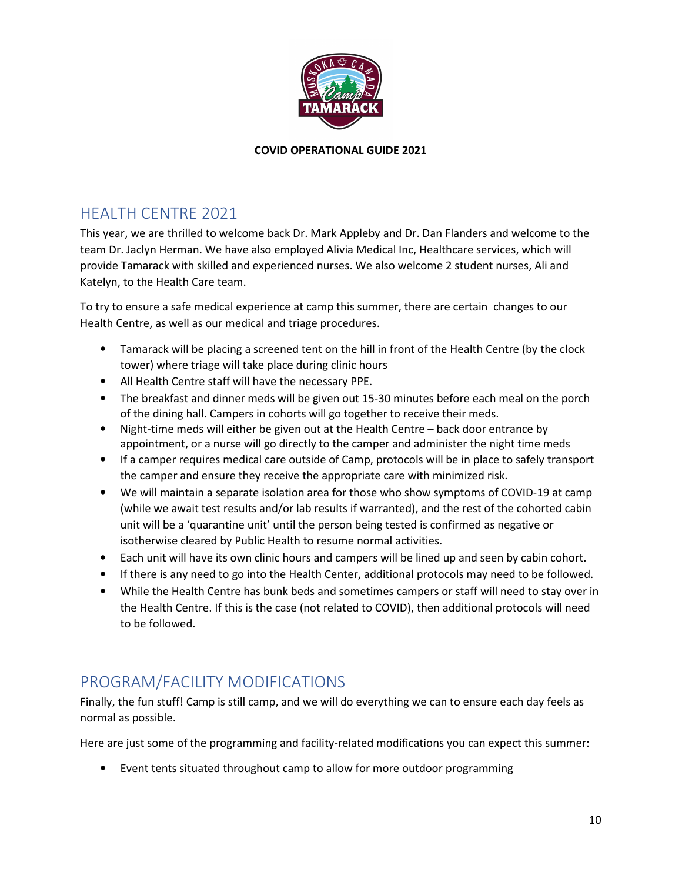**COVID OPERATIONAL GUIDE 2021**

## HEALTH CENTRE 2021

This year, we are thrilled to welcome back Dr. Mark Appleby and Dr. Dan Flanders and welcome to the team Dr. Jaclyn Herman. We have also employed Alivia Medical Inc, Healthcare services, which will provide Tamarack with skilled and experienced nurses. We also welcome 2 student nurses, Ali and Katelyn, to the Health Care team.

To try to ensure a safe medical experience at camp this summer, there are certain changes to our Health Centre, as well as our medical and triage procedures.

- Tamarack will be placing a screened tent on the hill in front of the Health Centre (by the clock tower) where triage will take place during clinic hours
- All Health Centre staff will have the necessary PPE.
- The breakfast and dinner meds will be given out 15-30 minutes before each meal on the porch of the dining hall. Campers in cohorts will go together to receive their meds.
- Night-time meds will either be given out at the Health Centre – back door entrance by appointment, or a nurse will go directly to the camper and administer the night time meds
- If a camper requires medical care outside of Camp, protocols will be in place to safely transport the camper and ensure they receive the appropriate care with minimized risk.
- We will maintain a separate isolation area for those who show symptoms of COVID-19 at camp (while we await test results and/or lab results if warranted), and the rest of the cohorted cabin unit will be a 'quarantine unit' until the person being tested is confirmed as negative or isotherwise cleared by Public Health to resume normal activities.
- Each unit will have its own clinic hours and campers will be lined up and seen by cabin cohort.
- If there is any need to go into the Health Center, additional protocols may need to be followed.
- While the Health Centre has bunk beds and sometimes campers or staff will need to stay over in the Health Centre. If this is the case (not related to COVID), then additional protocols will need to be followed.

## PROGRAM/FACILITY MODIFICATIONS

Finally, the fun stuff! Camp is still camp, and we will do everything we can to ensure each day feels as normal as possible.

Here are just some of the programming and facility-related modifications you can expect this summer:

- Event tents situated throughout camp to allow for more outdoor programming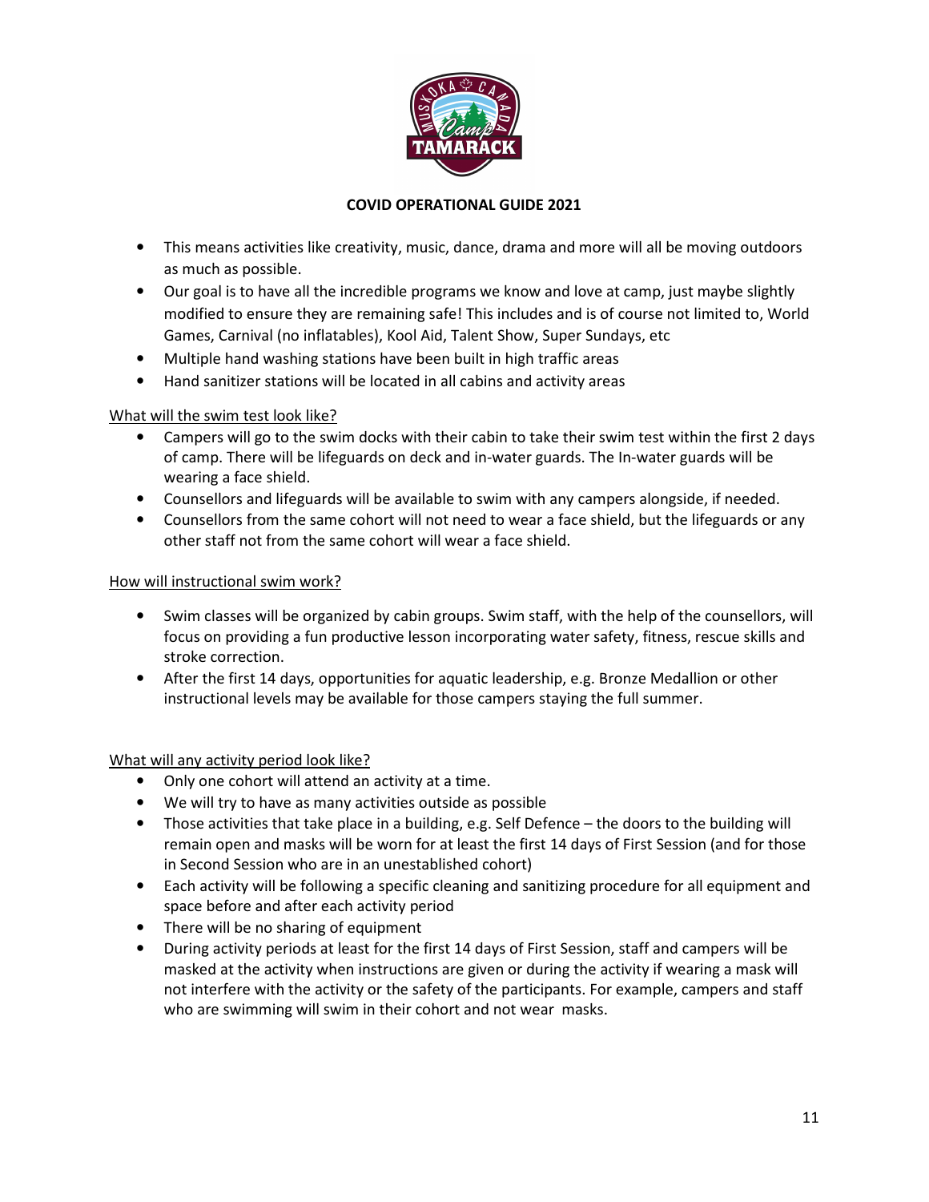**COVID OPERATIONAL GUIDE 2021**

- This means activities like creativity, music, dance, drama and more will all be moving outdoors as much as possible.
- Our goal is to have all the incredible programs we know and love at camp, just maybe slightly modified to ensure they are remaining safe! This includes and is of course not limited to, World Games, Carnival (no inflatables), Kool Aid, Talent Show, Super Sundays, etc
- Multiple hand washing stations have been built in high traffic areas
- Hand sanitizer stations will be located in all cabins and activity areas

<u>What will the swim test look like?</u>

- Campers will go to the swim docks with their cabin to take their swim test within the first 2 days of camp. There will be lifeguards on deck and in-water guards. The In-water guards will be wearing a face shield.
- Counsellors and lifeguards will be available to swim with any campers alongside, if needed.
- Counsellors from the same cohort will not need to wear a face shield, but the lifeguards or any other staff not from the same cohort will wear a face shield.

<u>How will instructional swim work?</u>

- Swim classes will be organized by cabin groups. Swim staff, with the help of the counsellors, will focus on providing a fun productive lesson incorporating water safety, fitness, rescue skills and stroke correction.
- After the first 14 days, opportunities for aquatic leadership, e.g. Bronze Medallion or other instructional levels may be available for those campers staying the full summer.

<u>What will any activity period look like?</u>

- Only one cohort will attend an activity at a time.
- We will try to have as many activities outside as possible
- Those activities that take place in a building, e.g. Self Defence – the doors to the building will remain open and masks will be worn for at least the first 14 days of First Session (and for those in Second Session who are in an unestablished cohort)
- Each activity will be following a specific cleaning and sanitizing procedure for all equipment and space before and after each activity period
- There will be no sharing of equipment
- During activity periods at least for the first 14 days of First Session, staff and campers will be masked at the activity when instructions are given or during the activity if wearing a mask will not interfere with the activity or the safety of the participants. For example, campers and staff who are swimming will swim in their cohort and not wear masks.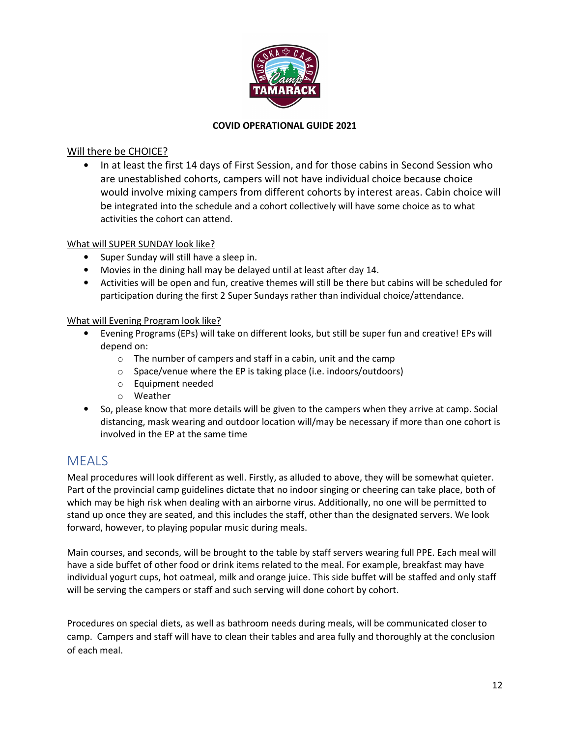## Will there be CHOICE?

- In at least the first 14 days of First Session, and for those cabins in Second Session who are unestablished cohorts, campers will not have individual choice because choice would involve mixing campers from different cohorts by interest areas. Cabin choice will be integrated into the schedule and a cohort collectively will have some choice as to what activities the cohort can attend.

## What will SUPER SUNDAY look like?

- Super Sunday will still have a sleep in.
- Movies in the dining hall may be delayed until at least after day 14.
- Activities will be open and fun, creative themes will still be there but cabins will be scheduled for participation during the first 2 Super Sundays rather than individual choice/attendance.

## What will Evening Program look like?

- Evening Programs (EPs) will take on different looks, but still be super fun and creative! EPs will depend on:
  - The number of campers and staff in a cabin, unit and the camp
  - Space/venue where the EP is taking place (i.e. indoors/outdoors)
  - Equipment needed
  - Weather
- So, please know that more details will be given to the campers when they arrive at camp. Social distancing, mask wearing and outdoor location will/may be necessary if more than one cohort is involved in the EP at the same time

# MEALS

Meal procedures will look different as well. Firstly, as alluded to above, they will be somewhat quieter. Part of the provincial camp guidelines dictate that no indoor singing or cheering can take place, both of which may be high risk when dealing with an airborne virus. Additionally, no one will be permitted to stand up once they are seated, and this includes the staff, other than the designated servers. We look forward, however, to playing popular music during meals.

Main courses, and seconds, will be brought to the table by staff servers wearing full PPE. Each meal will have a side buffet of other food or drink items related to the meal. For example, breakfast may have individual yogurt cups, hot oatmeal, milk and orange juice. This side buffet will be staffed and only staff will be serving the campers or staff and such serving will done cohort by cohort.

Procedures on special diets, as well as bathroom needs during meals, will be communicated closer to camp. Campers and staff will have to clean their tables and area fully and thoroughly at the conclusion of each meal.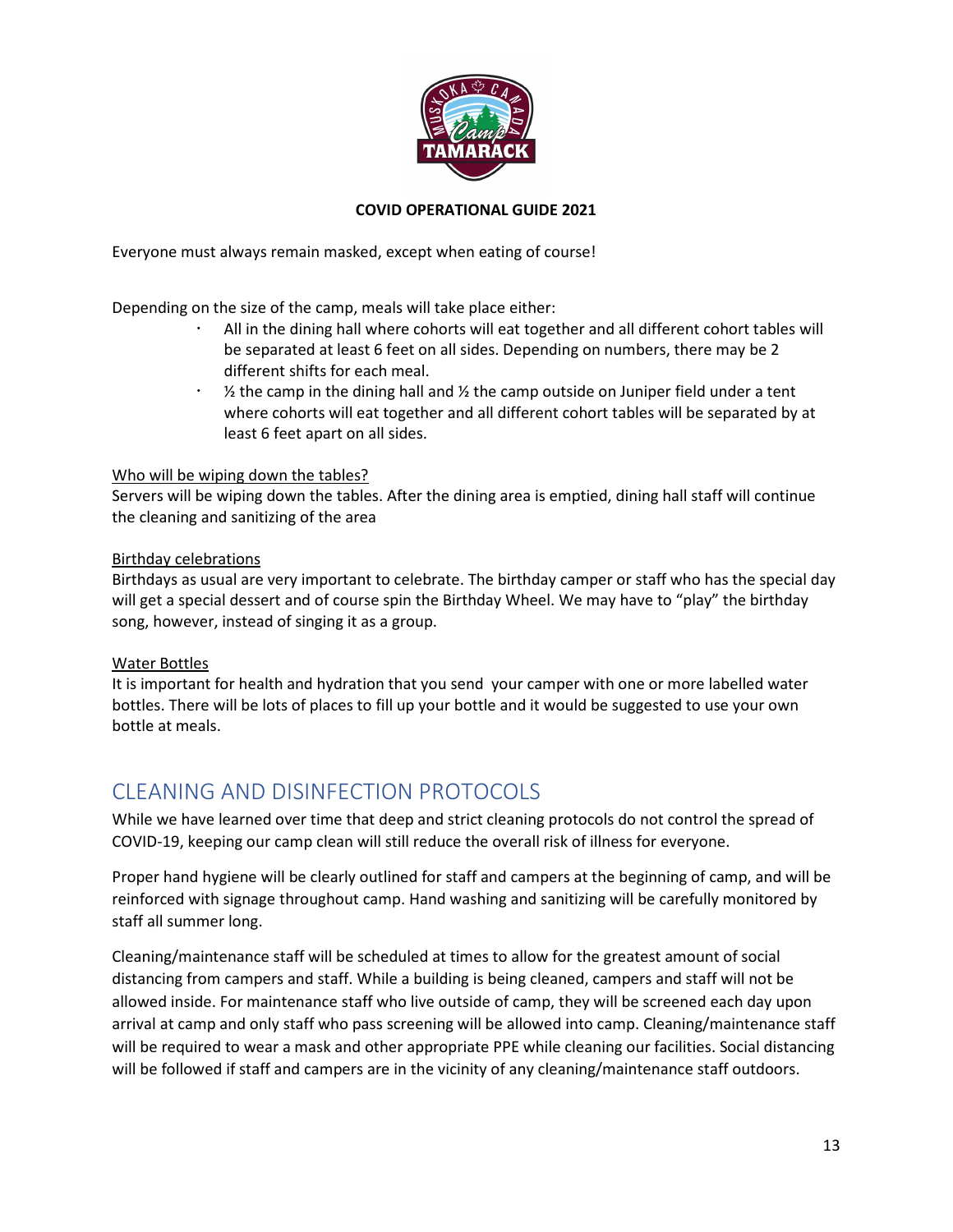**COVID OPERATIONAL GUIDE 2021**

Everyone must always remain masked, except when eating of course!

Depending on the size of the camp, meals will take place either:

- All in the dining hall where cohorts will eat together and all different cohort tables will be separated at least 6 feet on all sides. Depending on numbers, there may be 2 different shifts for each meal.
- ½ the camp in the dining hall and ½ the camp outside on Juniper field under a tent where cohorts will eat together and all different cohort tables will be separated by at least 6 feet apart on all sides.

<u>Who will be wiping down the tables?</u>

Servers will be wiping down the tables. After the dining area is emptied, dining hall staff will continue the cleaning and sanitizing of the area

<u>Birthday celebrations</u>

Birthdays as usual are very important to celebrate. The birthday camper or staff who has the special day will get a special dessert and of course spin the Birthday Wheel. We may have to "play" the birthday song, however, instead of singing it as a group.

<u>Water Bottles</u>

It is important for health and hydration that you send your camper with one or more labelled water bottles. There will be lots of places to fill up your bottle and it would be suggested to use your own bottle at meals.

## CLEANING AND DISINFECTION PROTOCOLS

While we have learned over time that deep and strict cleaning protocols do not control the spread of COVID-19, keeping our camp clean will still reduce the overall risk of illness for everyone.

Proper hand hygiene will be clearly outlined for staff and campers at the beginning of camp, and will be reinforced with signage throughout camp. Hand washing and sanitizing will be carefully monitored by staff all summer long.

Cleaning/maintenance staff will be scheduled at times to allow for the greatest amount of social distancing from campers and staff. While a building is being cleaned, campers and staff will not be allowed inside. For maintenance staff who live outside of camp, they will be screened each day upon arrival at camp and only staff who pass screening will be allowed into camp. Cleaning/maintenance staff will be required to wear a mask and other appropriate PPE while cleaning our facilities. Social distancing will be followed if staff and campers are in the vicinity of any cleaning/maintenance staff outdoors.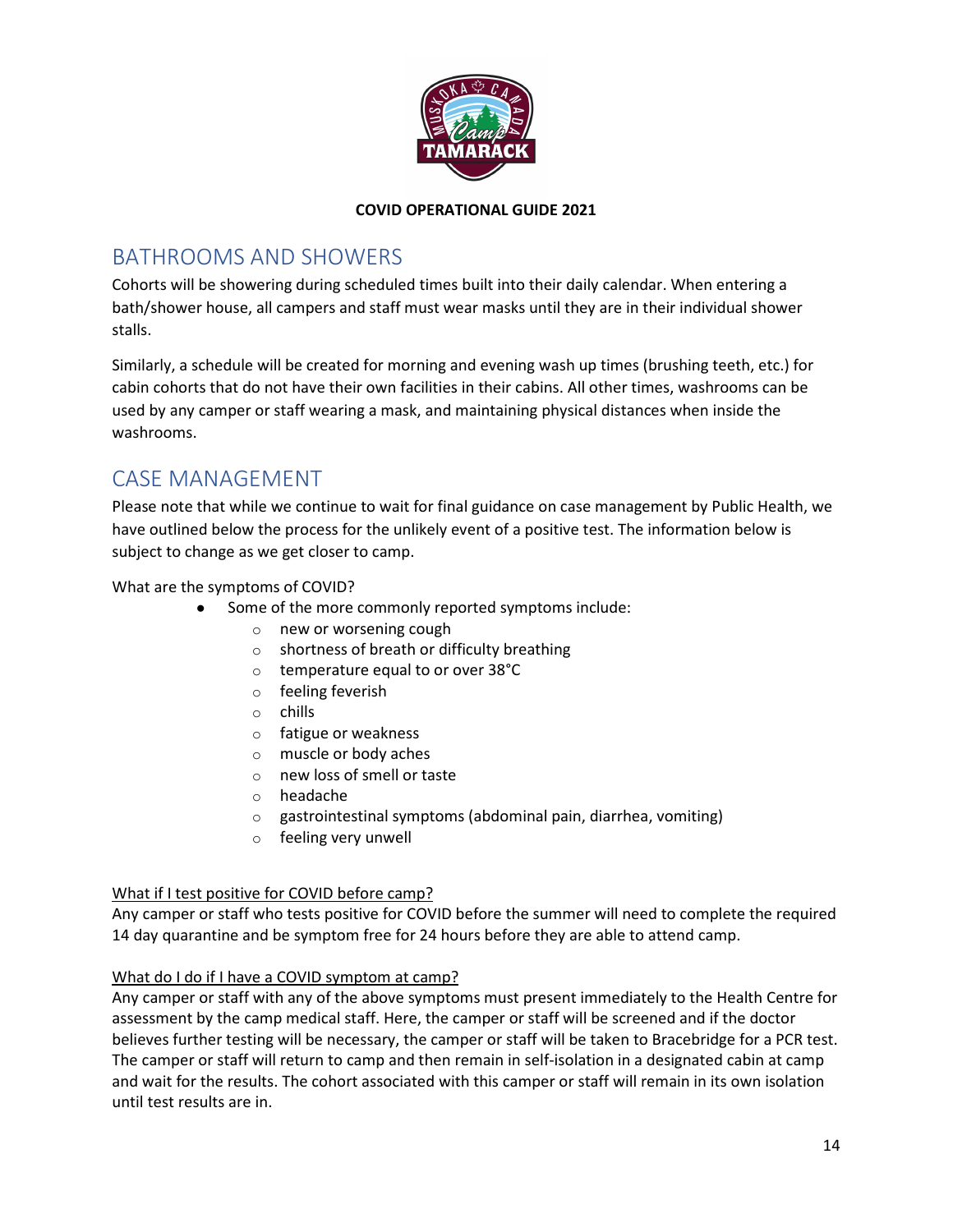COVID OPERATIONAL GUIDE 2021

## BATHROOMS AND SHOWERS

Cohorts will be showering during scheduled times built into their daily calendar. When entering a bath/shower house, all campers and staff must wear masks until they are in their individual shower stalls.

Similarly, a schedule will be created for morning and evening wash up times (brushing teeth, etc.) for cabin cohorts that do not have their own facilities in their cabins. All other times, washrooms can be used by any camper or staff wearing a mask, and maintaining physical distances when inside the washrooms.

## CASE MANAGEMENT

Please note that while we continue to wait for final guidance on case management by Public Health, we have outlined below the process for the unlikely event of a positive test. The information below is subject to change as we get closer to camp.

What are the symptoms of COVID?

- Some of the more commonly reported symptoms include:
  - new or worsening cough
  - shortness of breath or difficulty breathing
  - temperature equal to or over 38°C
  - feeling feverish
  - chills
  - fatigue or weakness
  - muscle or body aches
  - new loss of smell or taste
  - headache
  - gastrointestinal symptoms (abdominal pain, diarrhea, vomiting)
  - feeling very unwell

<u>What if I test positive for COVID before camp?</u>

Any camper or staff who tests positive for COVID before the summer will need to complete the required 14 day quarantine and be symptom free for 24 hours before they are able to attend camp.

<u>What do I do if I have a COVID symptom at camp?</u>

Any camper or staff with any of the above symptoms must present immediately to the Health Centre for assessment by the camp medical staff. Here, the camper or staff will be screened and if the doctor believes further testing will be necessary, the camper or staff will be taken to Bracebridge for a PCR test. The camper or staff will return to camp and then remain in self-isolation in a designated cabin at camp and wait for the results. The cohort associated with this camper or staff will remain in its own isolation until test results are in.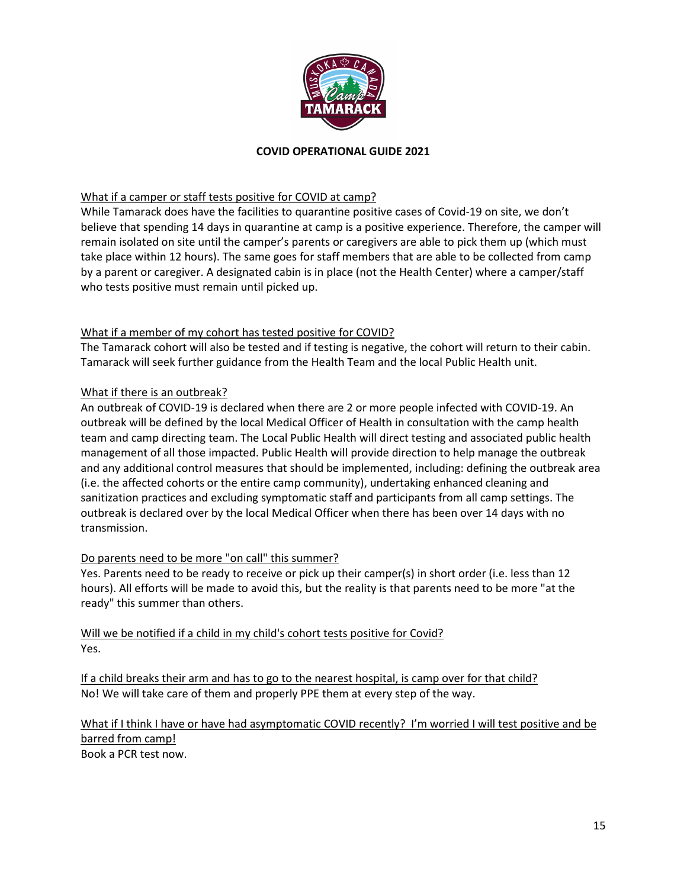**COVID OPERATIONAL GUIDE 2021**

What if a camper or staff tests positive for COVID at camp?

While Tamarack does have the facilities to quarantine positive cases of Covid-19 on site, we don't believe that spending 14 days in quarantine at camp is a positive experience. Therefore, the camper will remain isolated on site until the camper's parents or caregivers are able to pick them up (which must take place within 12 hours). The same goes for staff members that are able to be collected from camp by a parent or caregiver. A designated cabin is in place (not the Health Center) where a camper/staff who tests positive must remain until picked up.

What if a member of my cohort has tested positive for COVID?

The Tamarack cohort will also be tested and if testing is negative, the cohort will return to their cabin. Tamarack will seek further guidance from the Health Team and the local Public Health unit.

What if there is an outbreak?

An outbreak of COVID-19 is declared when there are 2 or more people infected with COVID-19. An outbreak will be defined by the local Medical Officer of Health in consultation with the camp health team and camp directing team. The Local Public Health will direct testing and associated public health management of all those impacted. Public Health will provide direction to help manage the outbreak and any additional control measures that should be implemented, including: defining the outbreak area (i.e. the affected cohorts or the entire camp community), undertaking enhanced cleaning and sanitization practices and excluding symptomatic staff and participants from all camp settings. The outbreak is declared over by the local Medical Officer when there has been over 14 days with no transmission.

Do parents need to be more "on call" this summer?

Yes. Parents need to be ready to receive or pick up their camper(s) in short order (i.e. less than 12 hours). All efforts will be made to avoid this, but the reality is that parents need to be more "at the ready" this summer than others.

Will we be notified if a child in my child's cohort tests positive for Covid?

Yes.

If a child breaks their arm and has to go to the nearest hospital, is camp over for that child?

No! We will take care of them and properly PPE them at every step of the way.

What if I think I have or have had asymptomatic COVID recently? I'm worried I will test positive and be barred from camp!

Book a PCR test now.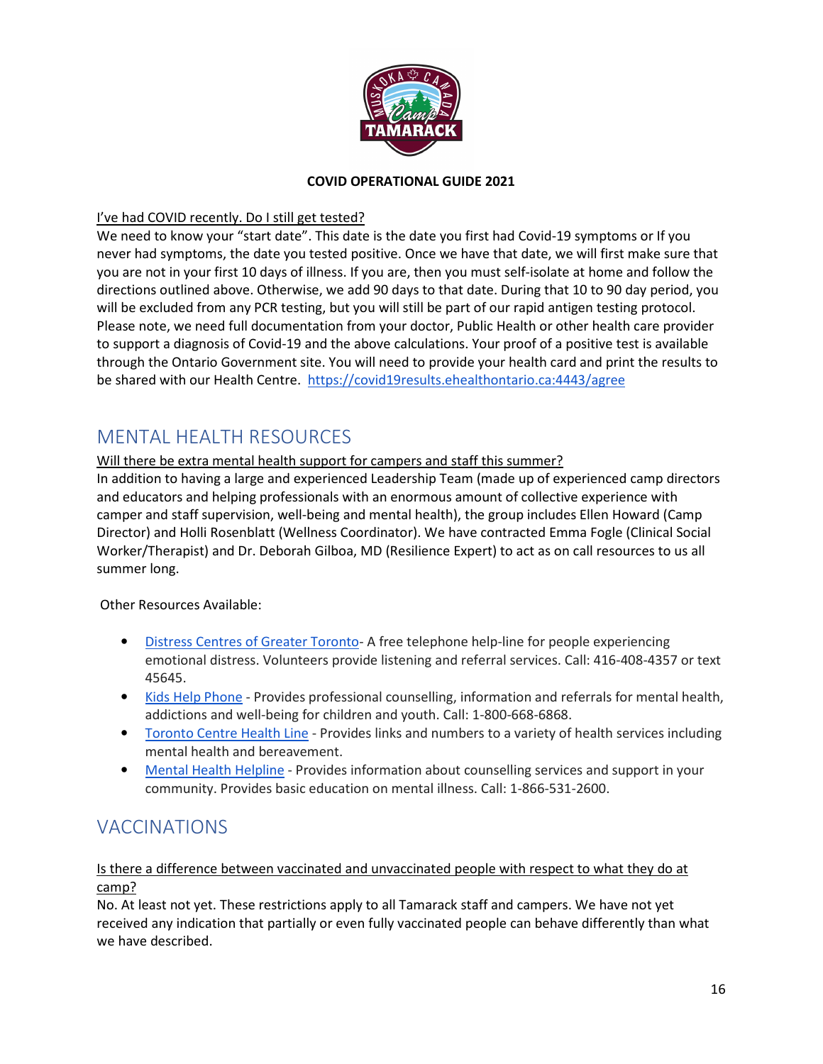**COVID OPERATIONAL GUIDE 2021**

I've had COVID recently. Do I still get tested?

We need to know your "start date". This date is the date you first had Covid-19 symptoms or If you never had symptoms, the date you tested positive. Once we have that date, we will first make sure that you are not in your first 10 days of illness. If you are, then you must self-isolate at home and follow the directions outlined above. Otherwise, we add 90 days to that date. During that 10 to 90 day period, you will be excluded from any PCR testing, but you will still be part of our rapid antigen testing protocol. Please note, we need full documentation from your doctor, Public Health or other health care provider to support a diagnosis of Covid-19 and the above calculations. Your proof of a positive test is available through the Ontario Government site. You will need to provide your health card and print the results to be shared with our Health Centre. https://covid19results.ehealthontario.ca:4443/agree

## MENTAL HEALTH RESOURCES

Will there be extra mental health support for campers and staff this summer?

In addition to having a large and experienced Leadership Team (made up of experienced camp directors and educators and helping professionals with an enormous amount of collective experience with camper and staff supervision, well-being and mental health), the group includes Ellen Howard (Camp Director) and Holli Rosenblatt (Wellness Coordinator). We have contracted Emma Fogle (Clinical Social Worker/Therapist) and Dr. Deborah Gilboa, MD (Resilience Expert) to act as on call resources to us all summer long.

Other Resources Available:

- Distress Centres of Greater Toronto- A free telephone help-line for people experiencing emotional distress. Volunteers provide listening and referral services. Call: 416-408-4357 or text 45645.
- Kids Help Phone - Provides professional counselling, information and referrals for mental health, addictions and well-being for children and youth. Call: 1-800-668-6868.
- Toronto Centre Health Line - Provides links and numbers to a variety of health services including mental health and bereavement.
- Mental Health Helpline - Provides information about counselling services and support in your community. Provides basic education on mental illness. Call: 1-866-531-2600.

## VACCINATIONS

Is there a difference between vaccinated and unvaccinated people with respect to what they do at camp?

No. At least not yet. These restrictions apply to all Tamarack staff and campers. We have not yet received any indication that partially or even fully vaccinated people can behave differently than what we have described.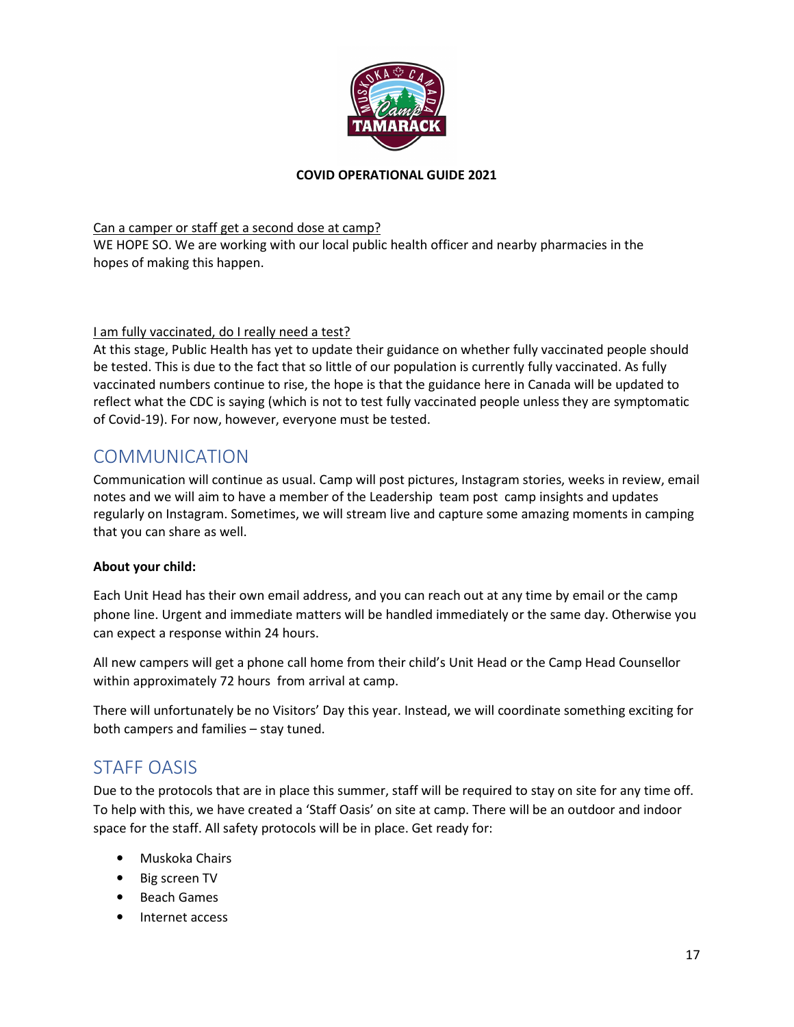**COVID OPERATIONAL GUIDE 2021**

Can a camper or staff get a second dose at camp?

WE HOPE SO. We are working with our local public health officer and nearby pharmacies in the hopes of making this happen.

I am fully vaccinated, do I really need a test?

At this stage, Public Health has yet to update their guidance on whether fully vaccinated people should be tested. This is due to the fact that so little of our population is currently fully vaccinated. As fully vaccinated numbers continue to rise, the hope is that the guidance here in Canada will be updated to reflect what the CDC is saying (which is not to test fully vaccinated people unless they are symptomatic of Covid-19). For now, however, everyone must be tested.

## COMMUNICATION

Communication will continue as usual. Camp will post pictures, Instagram stories, weeks in review, email notes and we will aim to have a member of the Leadership team post camp insights and updates regularly on Instagram. Sometimes, we will stream live and capture some amazing moments in camping that you can share as well.

**About your child:**

Each Unit Head has their own email address, and you can reach out at any time by email or the camp phone line. Urgent and immediate matters will be handled immediately or the same day. Otherwise you can expect a response within 24 hours.

All new campers will get a phone call home from their child's Unit Head or the Camp Head Counsellor within approximately 72 hours from arrival at camp.

There will unfortunately be no Visitors' Day this year. Instead, we will coordinate something exciting for both campers and families – stay tuned.

## STAFF OASIS

Due to the protocols that are in place this summer, staff will be required to stay on site for any time off. To help with this, we have created a 'Staff Oasis' on site at camp. There will be an outdoor and indoor space for the staff. All safety protocols will be in place. Get ready for:

- Muskoka Chairs
- Big screen TV
- Beach Games
- Internet access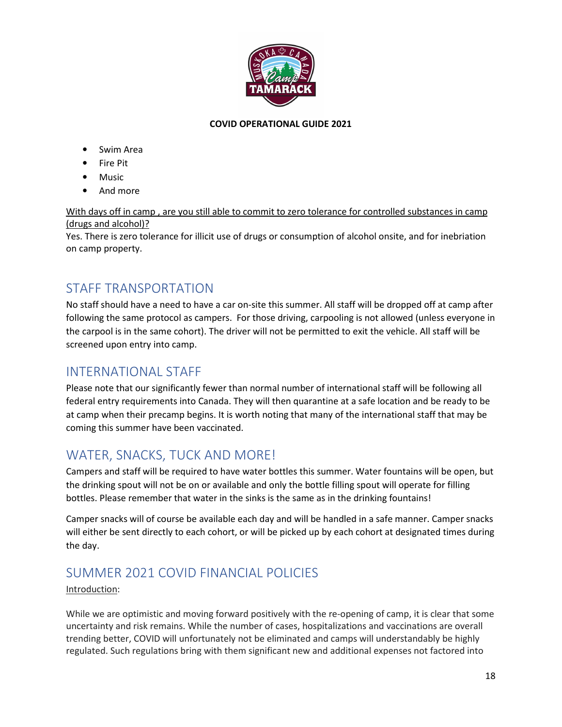- Swim Area
- Fire Pit
- Music
- And more

With days off in camp , are you still able to commit to zero tolerance for controlled substances in camp (drugs and alcohol)?

Yes. There is zero tolerance for illicit use of drugs or consumption of alcohol onsite, and for inebriation on camp property.

## STAFF TRANSPORTATION

No staff should have a need to have a car on-site this summer. All staff will be dropped off at camp after following the same protocol as campers. For those driving, carpooling is not allowed (unless everyone in the carpool is in the same cohort). The driver will not be permitted to exit the vehicle. All staff will be screened upon entry into camp.

## INTERNATIONAL STAFF

Please note that our significantly fewer than normal number of international staff will be following all federal entry requirements into Canada. They will then quarantine at a safe location and be ready to be at camp when their precamp begins. It is worth noting that many of the international staff that may be coming this summer have been vaccinated.

## WATER, SNACKS, TUCK AND MORE!

Campers and staff will be required to have water bottles this summer. Water fountains will be open, but the drinking spout will not be on or available and only the bottle filling spout will operate for filling bottles. Please remember that water in the sinks is the same as in the drinking fountains!

Camper snacks will of course be available each day and will be handled in a safe manner. Camper snacks will either be sent directly to each cohort, or will be picked up by each cohort at designated times during the day.

## SUMMER 2021 COVID FINANCIAL POLICIES

Introduction:

While we are optimistic and moving forward positively with the re-opening of camp, it is clear that some uncertainty and risk remains. While the number of cases, hospitalizations and vaccinations are overall trending better, COVID will unfortunately not be eliminated and camps will understandably be highly regulated. Such regulations bring with them significant new and additional expenses not factored into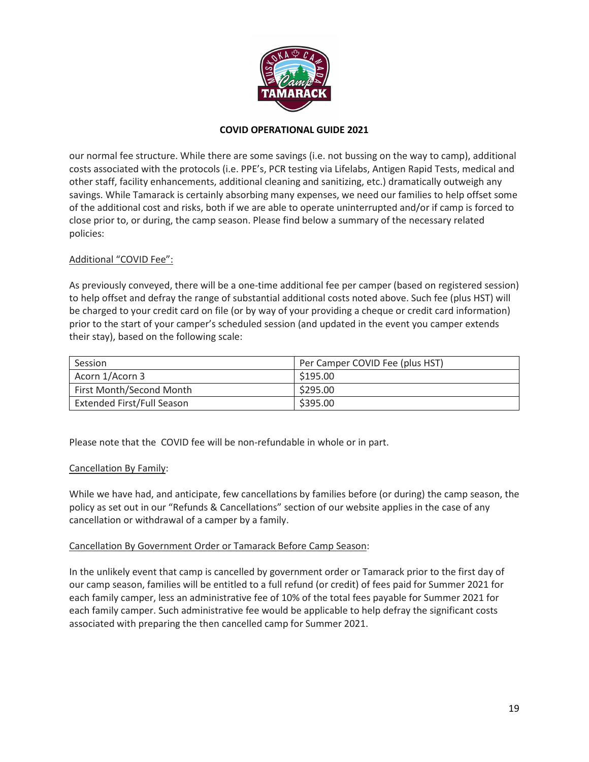**COVID OPERATIONAL GUIDE 2021**

our normal fee structure. While there are some savings (i.e. not bussing on the way to camp), additional costs associated with the protocols (i.e. PPE's, PCR testing via Lifelabs, Antigen Rapid Tests, medical and other staff, facility enhancements, additional cleaning and sanitizing, etc.) dramatically outweigh any savings. While Tamarack is certainly absorbing many expenses, we need our families to help offset some of the additional cost and risks, both if we are able to operate uninterrupted and/or if camp is forced to close prior to, or during, the camp season. Please find below a summary of the necessary related policies:

Additional "COVID Fee":

As previously conveyed, there will be a one-time additional fee per camper (based on registered session) to help offset and defray the range of substantial additional costs noted above. Such fee (plus HST) will be charged to your credit card on file (or by way of your providing a cheque or credit card information) prior to the start of your camper's scheduled session (and updated in the event you camper extends their stay), based on the following scale:

| Session | Per Camper COVID Fee (plus HST) |
|---|---|
| Acorn 1/Acorn 3 | $195.00 |
| First Month/Second Month | $295.00 |
| Extended First/Full Season | $395.00 |

Please note that the COVID fee will be non-refundable in whole or in part.

Cancellation By Family:

While we have had, and anticipate, few cancellations by families before (or during) the camp season, the policy as set out in our "Refunds & Cancellations" section of our website applies in the case of any cancellation or withdrawal of a camper by a family.

Cancellation By Government Order or Tamarack Before Camp Season:

In the unlikely event that camp is cancelled by government order or Tamarack prior to the first day of our camp season, families will be entitled to a full refund (or credit) of fees paid for Summer 2021 for each family camper, less an administrative fee of 10% of the total fees payable for Summer 2021 for each family camper. Such administrative fee would be applicable to help defray the significant costs associated with preparing the then cancelled camp for Summer 2021.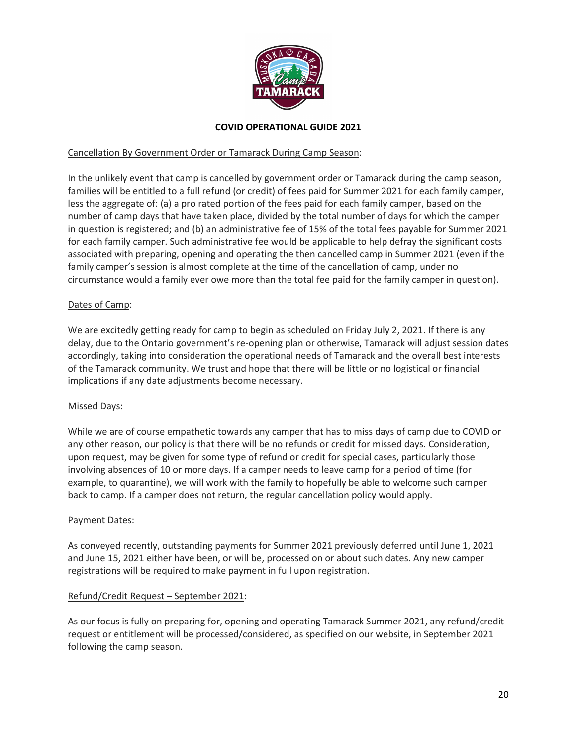**COVID OPERATIONAL GUIDE 2021**

Cancellation By Government Order or Tamarack During Camp Season:

In the unlikely event that camp is cancelled by government order or Tamarack during the camp season, families will be entitled to a full refund (or credit) of fees paid for Summer 2021 for each family camper, less the aggregate of: (a) a pro rated portion of the fees paid for each family camper, based on the number of camp days that have taken place, divided by the total number of days for which the camper in question is registered; and (b) an administrative fee of 15% of the total fees payable for Summer 2021 for each family camper. Such administrative fee would be applicable to help defray the significant costs associated with preparing, opening and operating the then cancelled camp in Summer 2021 (even if the family camper's session is almost complete at the time of the cancellation of camp, under no circumstance would a family ever owe more than the total fee paid for the family camper in question).

Dates of Camp:

We are excitedly getting ready for camp to begin as scheduled on Friday July 2, 2021. If there is any delay, due to the Ontario government's re-opening plan or otherwise, Tamarack will adjust session dates accordingly, taking into consideration the operational needs of Tamarack and the overall best interests of the Tamarack community. We trust and hope that there will be little or no logistical or financial implications if any date adjustments become necessary.

Missed Days:

While we are of course empathetic towards any camper that has to miss days of camp due to COVID or any other reason, our policy is that there will be no refunds or credit for missed days. Consideration, upon request, may be given for some type of refund or credit for special cases, particularly those involving absences of 10 or more days. If a camper needs to leave camp for a period of time (for example, to quarantine), we will work with the family to hopefully be able to welcome such camper back to camp. If a camper does not return, the regular cancellation policy would apply.

Payment Dates:

As conveyed recently, outstanding payments for Summer 2021 previously deferred until June 1, 2021 and June 15, 2021 either have been, or will be, processed on or about such dates. Any new camper registrations will be required to make payment in full upon registration.

Refund/Credit Request – September 2021:

As our focus is fully on preparing for, opening and operating Tamarack Summer 2021, any refund/credit request or entitlement will be processed/considered, as specified on our website, in September 2021 following the camp season.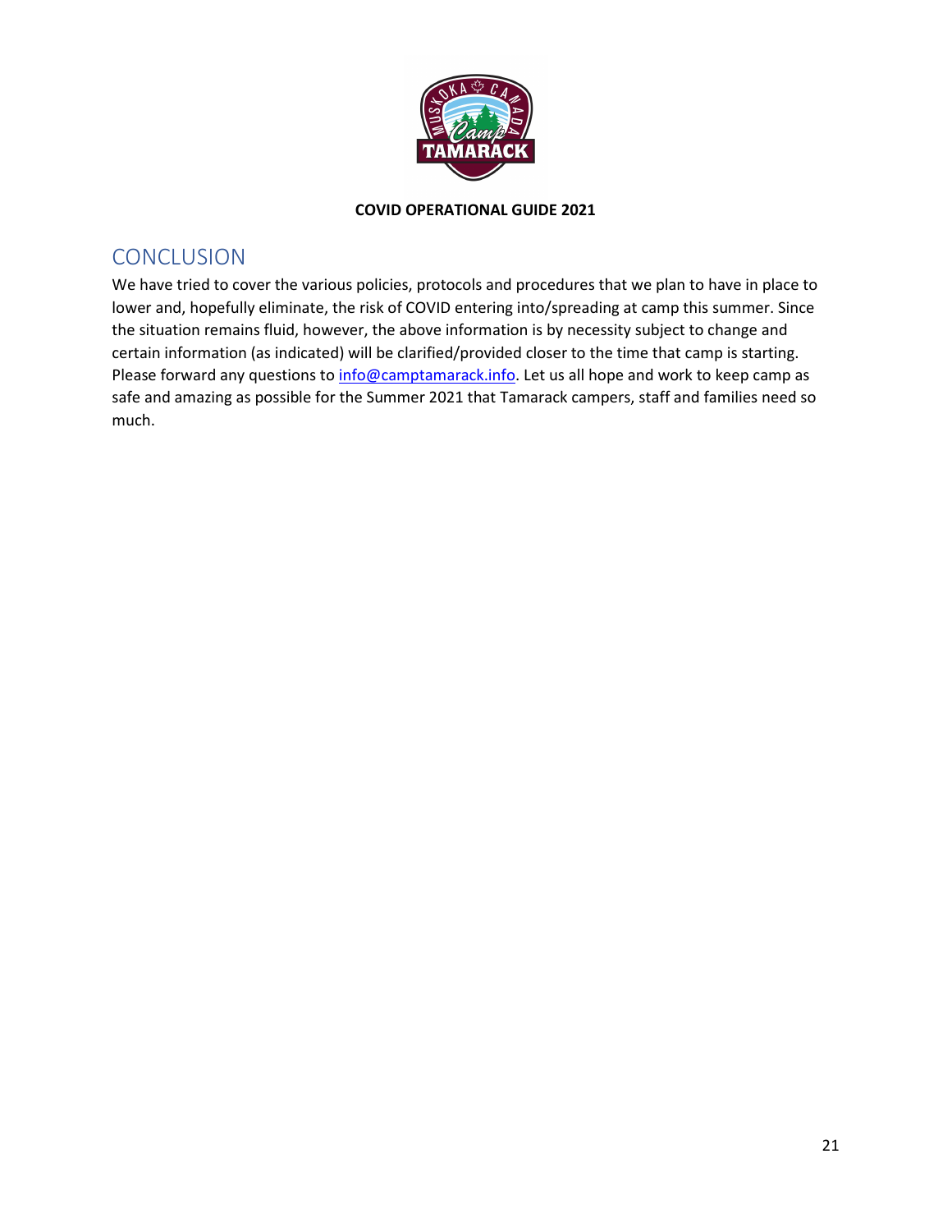## CONCLUSION

We have tried to cover the various policies, protocols and procedures that we plan to have in place to lower and, hopefully eliminate, the risk of COVID entering into/spreading at camp this summer. Since the situation remains fluid, however, the above information is by necessity subject to change and certain information (as indicated) will be clarified/provided closer to the time that camp is starting. Please forward any questions to info@camptamarack.info. Let us all hope and work to keep camp as safe and amazing as possible for the Summer 2021 that Tamarack campers, staff and families need so much.